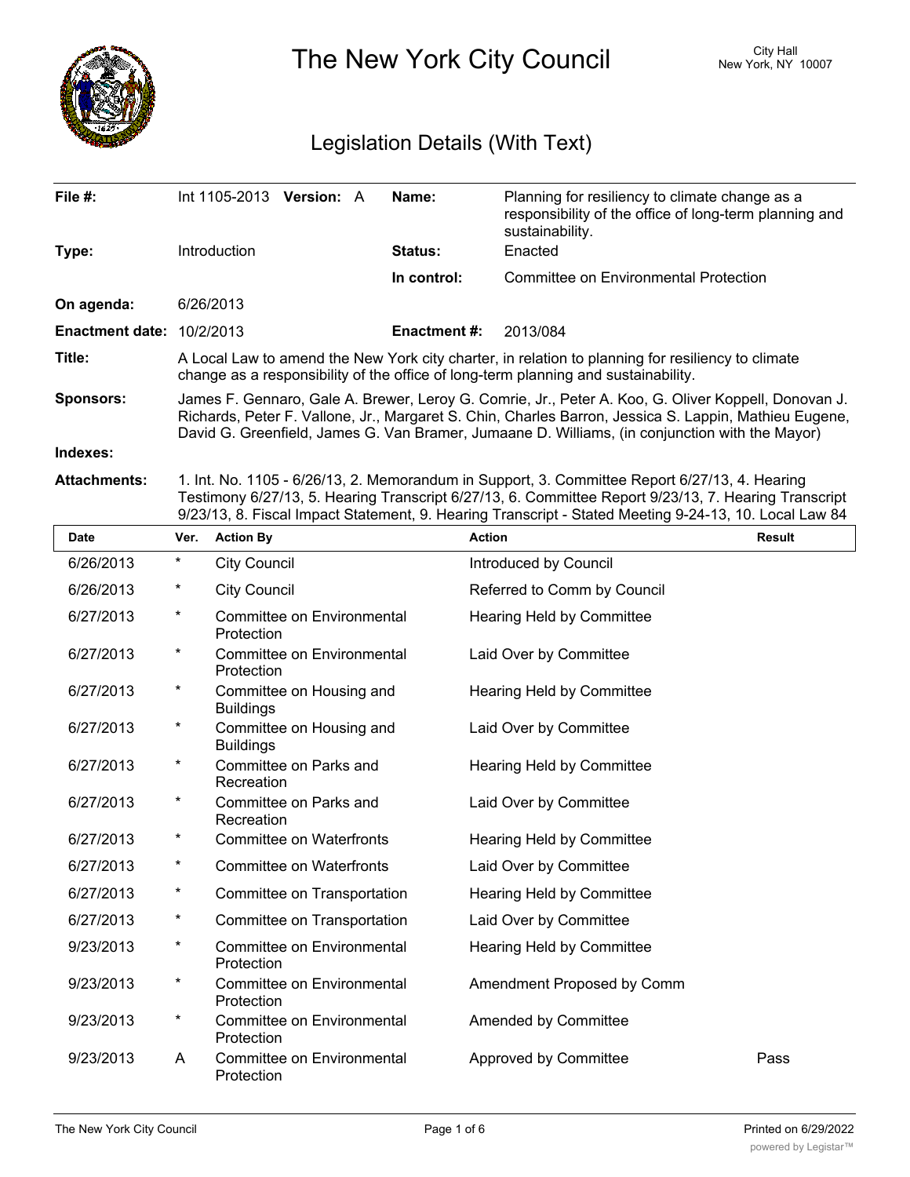# The New York City Council

City Hall
New York, NY 10007

## Legislation Details (With Text)

| | | | |
|---|---|---|---|
| **File #:** | Int 1105-2013 **Version:** A | **Name:** | Planning for resiliency to climate change as a responsibility of the office of long-term planning and sustainability. |
| **Type:** | Introduction | **Status:** | Enacted |
| | | **In control:** | Committee on Environmental Protection |
| **On agenda:** | 6/26/2013 | | |
| **Enactment date:** | 10/2/2013 | **Enactment #:** | 2013/084 |

**Title:** A Local Law to amend the New York city charter, in relation to planning for resiliency to climate change as a responsibility of the office of long-term planning and sustainability.

**Sponsors:** James F. Gennaro, Gale A. Brewer, Leroy G. Comrie, Jr., Peter A. Koo, G. Oliver Koppell, Donovan J. Richards, Peter F. Vallone, Jr., Margaret S. Chin, Charles Barron, Jessica S. Lappin, Mathieu Eugene, David G. Greenfield, James G. Van Bramer, Jumaane D. Williams, (in conjunction with the Mayor)

**Indexes:**

**Attachments:** 1. Int. No. 1105 - 6/26/13, 2. Memorandum in Support, 3. Committee Report 6/27/13, 4. Hearing Testimony 6/27/13, 5. Hearing Transcript 6/27/13, 6. Committee Report 9/23/13, 7. Hearing Transcript 9/23/13, 8. Fiscal Impact Statement, 9. Hearing Transcript - Stated Meeting 9-24-13, 10. Local Law 84

| Date | Ver. | Action By | Action | Result |
|---|---|---|---|---|
| 6/26/2013 | * | City Council | Introduced by Council | |
| 6/26/2013 | * | City Council | Referred to Comm by Council | |
| 6/27/2013 | * | Committee on Environmental Protection | Hearing Held by Committee | |
| 6/27/2013 | * | Committee on Environmental Protection | Laid Over by Committee | |
| 6/27/2013 | * | Committee on Housing and Buildings | Hearing Held by Committee | |
| 6/27/2013 | * | Committee on Housing and Buildings | Laid Over by Committee | |
| 6/27/2013 | * | Committee on Parks and Recreation | Hearing Held by Committee | |
| 6/27/2013 | * | Committee on Parks and Recreation | Laid Over by Committee | |
| 6/27/2013 | * | Committee on Waterfronts | Hearing Held by Committee | |
| 6/27/2013 | * | Committee on Waterfronts | Laid Over by Committee | |
| 6/27/2013 | * | Committee on Transportation | Hearing Held by Committee | |
| 6/27/2013 | * | Committee on Transportation | Laid Over by Committee | |
| 9/23/2013 | * | Committee on Environmental Protection | Hearing Held by Committee | |
| 9/23/2013 | * | Committee on Environmental Protection | Amendment Proposed by Comm | |
| 9/23/2013 | * | Committee on Environmental Protection | Amended by Committee | |
| 9/23/2013 | A | Committee on Environmental Protection | Approved by Committee | Pass |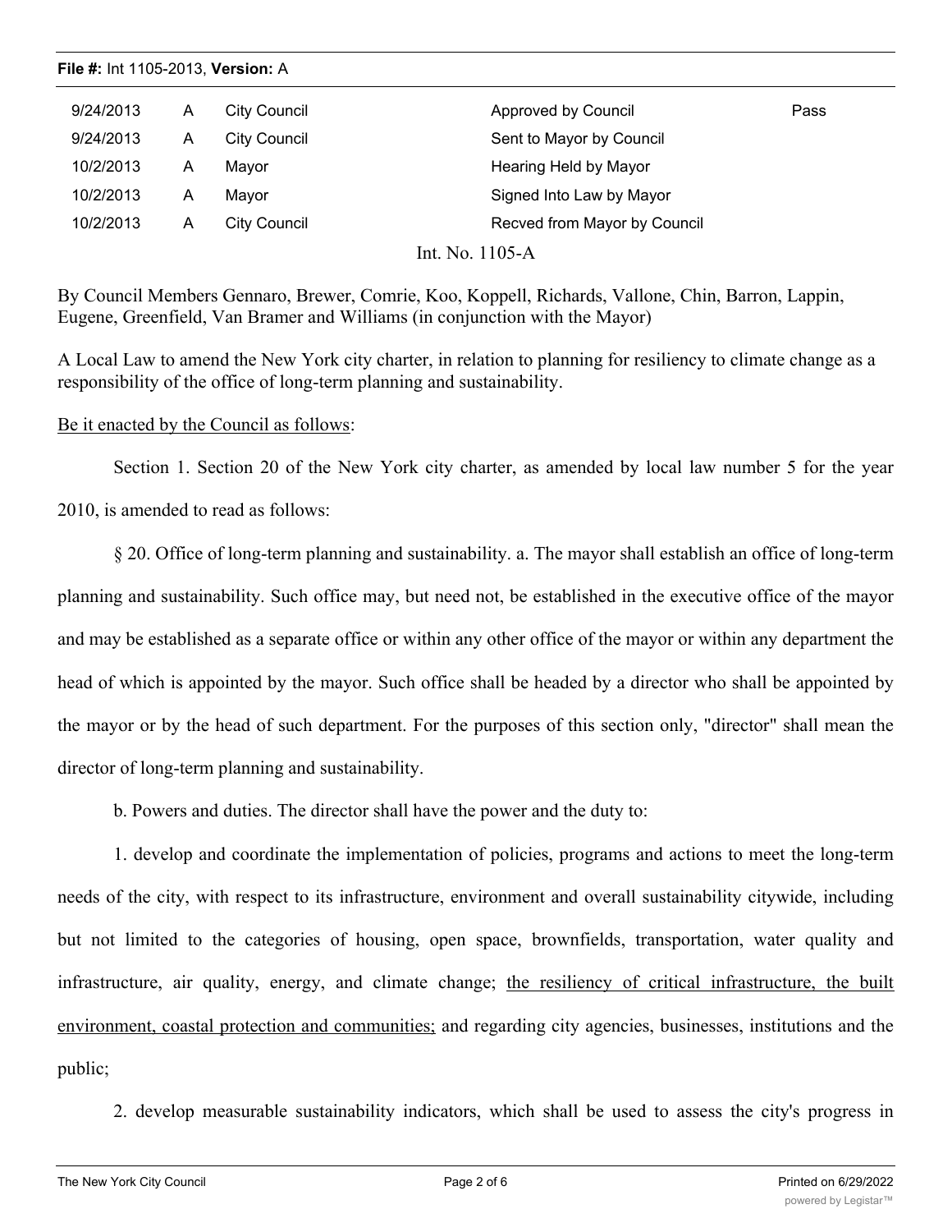**File #:** Int 1105-2013, **Version:** A

| | | | | |
|---|---|---|---|---|
| 9/24/2013 | A | City Council | Approved by Council | Pass |
| 9/24/2013 | A | City Council | Sent to Mayor by Council | |
| 10/2/2013 | A | Mayor | Hearing Held by Mayor | |
| 10/2/2013 | A | Mayor | Signed Into Law by Mayor | |
| 10/2/2013 | A | City Council | Recved from Mayor by Council | |

Int. No. 1105-A

By Council Members Gennaro, Brewer, Comrie, Koo, Koppell, Richards, Vallone, Chin, Barron, Lappin, Eugene, Greenfield, Van Bramer and Williams (in conjunction with the Mayor)

A Local Law to amend the New York city charter, in relation to planning for resiliency to climate change as a responsibility of the office of long-term planning and sustainability.

<u>Be it enacted by the Council as follows</u>:

Section 1. Section 20 of the New York city charter, as amended by local law number 5 for the year 2010, is amended to read as follows:

§ 20. Office of long-term planning and sustainability. a. The mayor shall establish an office of long-term planning and sustainability. Such office may, but need not, be established in the executive office of the mayor and may be established as a separate office or within any other office of the mayor or within any department the head of which is appointed by the mayor. Such office shall be headed by a director who shall be appointed by the mayor or by the head of such department. For the purposes of this section only, "director" shall mean the director of long-term planning and sustainability.

b. Powers and duties. The director shall have the power and the duty to:

1. develop and coordinate the implementation of policies, programs and actions to meet the long-term needs of the city, with respect to its infrastructure, environment and overall sustainability citywide, including but not limited to the categories of housing, open space, brownfields, transportation, water quality and infrastructure, air quality, energy, and climate change; <u>the resiliency of critical infrastructure, the built environment, coastal protection and communities;</u> and regarding city agencies, businesses, institutions and the public;

2. develop measurable sustainability indicators, which shall be used to assess the city's progress in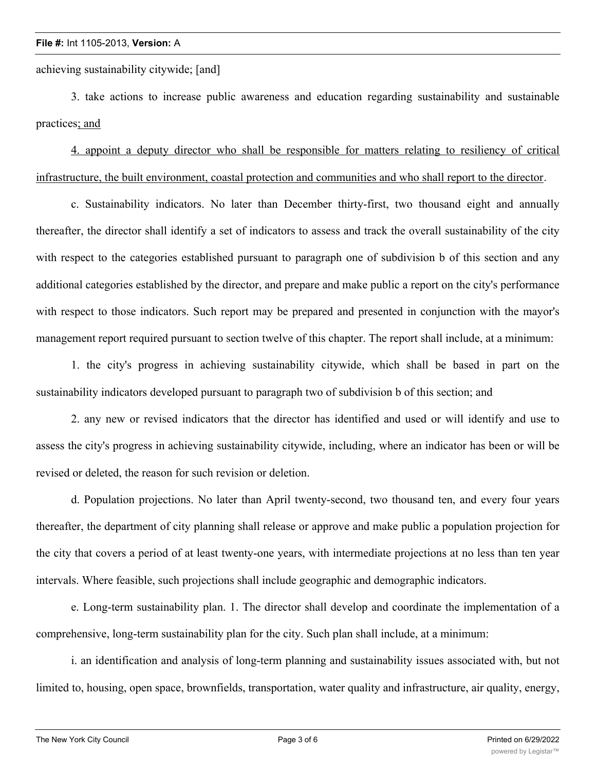achieving sustainability citywide; [and]

3. take actions to increase public awareness and education regarding sustainability and sustainable practices; and

4. appoint a deputy director who shall be responsible for matters relating to resiliency of critical infrastructure, the built environment, coastal protection and communities and who shall report to the director.

c. Sustainability indicators. No later than December thirty-first, two thousand eight and annually thereafter, the director shall identify a set of indicators to assess and track the overall sustainability of the city with respect to the categories established pursuant to paragraph one of subdivision b of this section and any additional categories established by the director, and prepare and make public a report on the city's performance with respect to those indicators. Such report may be prepared and presented in conjunction with the mayor's management report required pursuant to section twelve of this chapter. The report shall include, at a minimum:

1. the city's progress in achieving sustainability citywide, which shall be based in part on the sustainability indicators developed pursuant to paragraph two of subdivision b of this section; and

2. any new or revised indicators that the director has identified and used or will identify and use to assess the city's progress in achieving sustainability citywide, including, where an indicator has been or will be revised or deleted, the reason for such revision or deletion.

d. Population projections. No later than April twenty-second, two thousand ten, and every four years thereafter, the department of city planning shall release or approve and make public a population projection for the city that covers a period of at least twenty-one years, with intermediate projections at no less than ten year intervals. Where feasible, such projections shall include geographic and demographic indicators.

e. Long-term sustainability plan. 1. The director shall develop and coordinate the implementation of a comprehensive, long-term sustainability plan for the city. Such plan shall include, at a minimum:

i. an identification and analysis of long-term planning and sustainability issues associated with, but not limited to, housing, open space, brownfields, transportation, water quality and infrastructure, air quality, energy,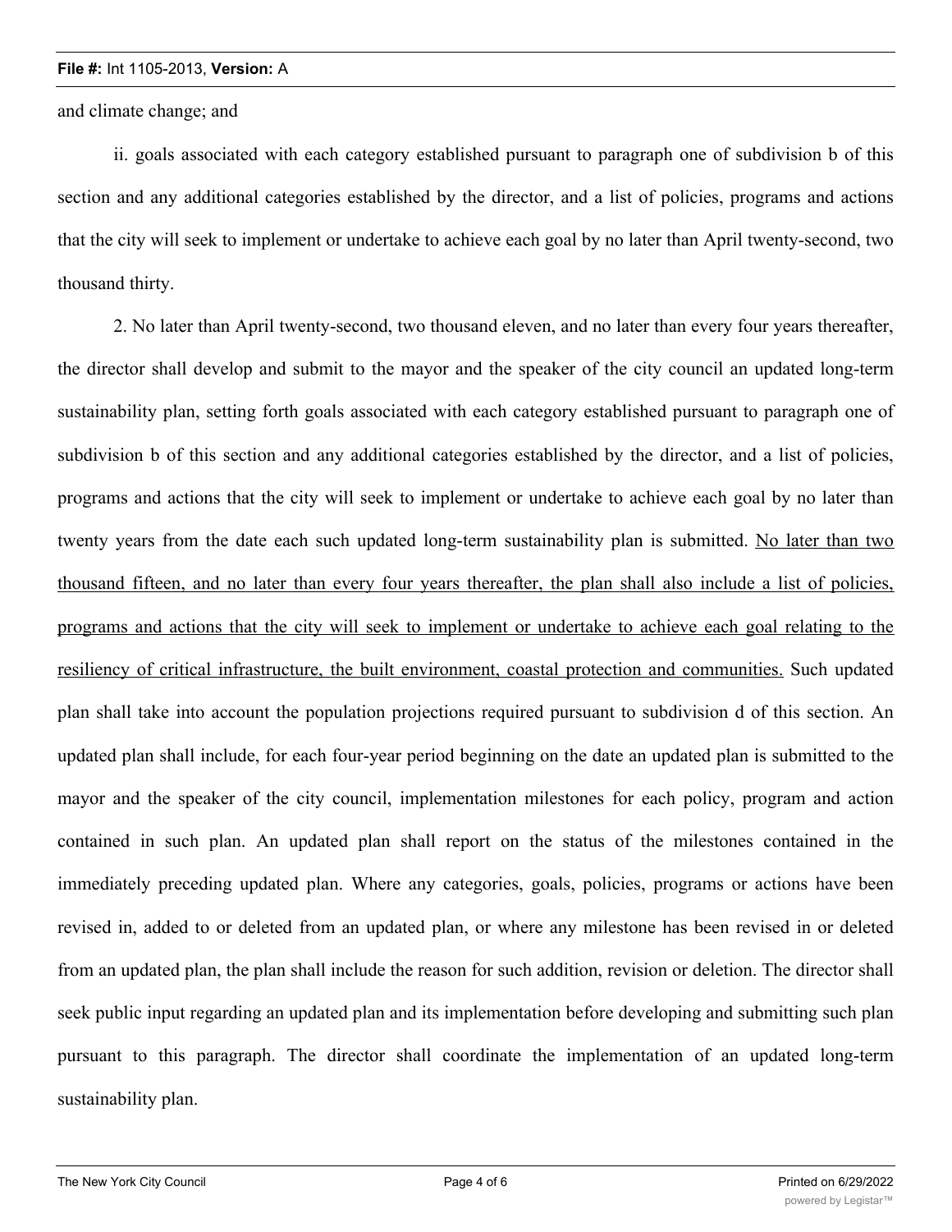and climate change; and

ii. goals associated with each category established pursuant to paragraph one of subdivision b of this section and any additional categories established by the director, and a list of policies, programs and actions that the city will seek to implement or undertake to achieve each goal by no later than April twenty-second, two thousand thirty.

2. No later than April twenty-second, two thousand eleven, and no later than every four years thereafter, the director shall develop and submit to the mayor and the speaker of the city council an updated long-term sustainability plan, setting forth goals associated with each category established pursuant to paragraph one of subdivision b of this section and any additional categories established by the director, and a list of policies, programs and actions that the city will seek to implement or undertake to achieve each goal by no later than twenty years from the date each such updated long-term sustainability plan is submitted. <u>No later than two thousand fifteen, and no later than every four years thereafter, the plan shall also include a list of policies, programs and actions that the city will seek to implement or undertake to achieve each goal relating to the resiliency of critical infrastructure, the built environment, coastal protection and communities.</u> Such updated plan shall take into account the population projections required pursuant to subdivision d of this section. An updated plan shall include, for each four-year period beginning on the date an updated plan is submitted to the mayor and the speaker of the city council, implementation milestones for each policy, program and action contained in such plan. An updated plan shall report on the status of the milestones contained in the immediately preceding updated plan. Where any categories, goals, policies, programs or actions have been revised in, added to or deleted from an updated plan, or where any milestone has been revised in or deleted from an updated plan, the plan shall include the reason for such addition, revision or deletion. The director shall seek public input regarding an updated plan and its implementation before developing and submitting such plan pursuant to this paragraph. The director shall coordinate the implementation of an updated long-term sustainability plan.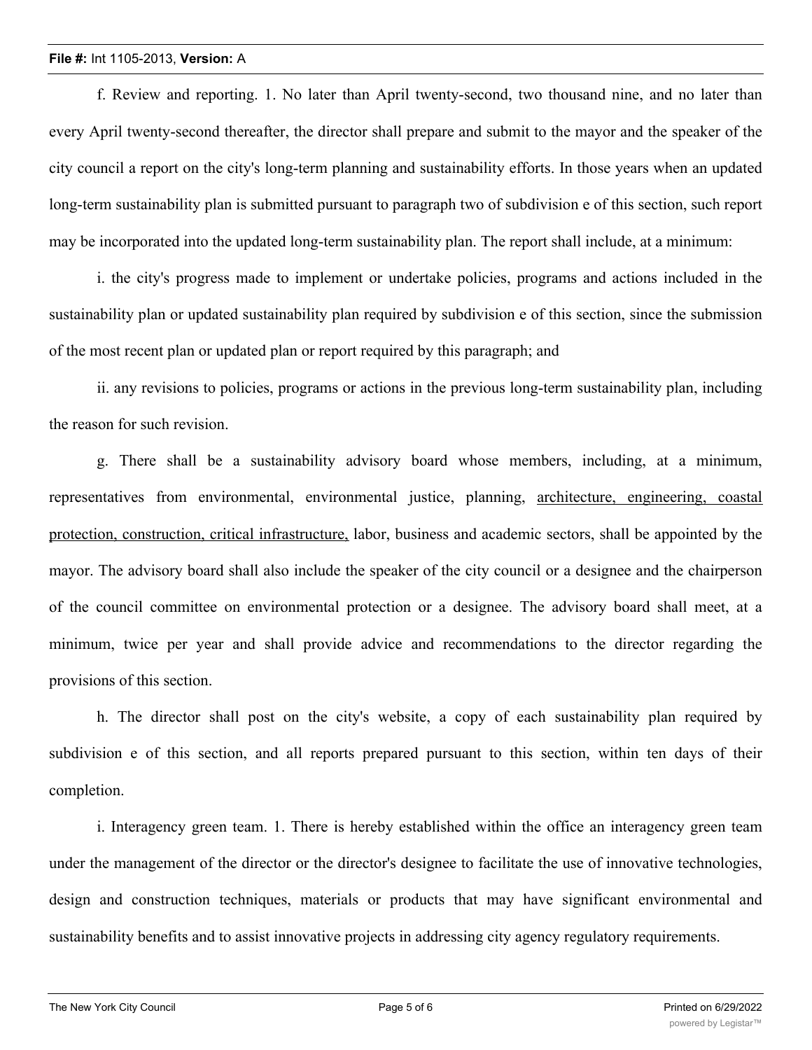f. Review and reporting. 1. No later than April twenty-second, two thousand nine, and no later than every April twenty-second thereafter, the director shall prepare and submit to the mayor and the speaker of the city council a report on the city's long-term planning and sustainability efforts. In those years when an updated long-term sustainability plan is submitted pursuant to paragraph two of subdivision e of this section, such report may be incorporated into the updated long-term sustainability plan. The report shall include, at a minimum:

i. the city's progress made to implement or undertake policies, programs and actions included in the sustainability plan or updated sustainability plan required by subdivision e of this section, since the submission of the most recent plan or updated plan or report required by this paragraph; and

ii. any revisions to policies, programs or actions in the previous long-term sustainability plan, including the reason for such revision.

g. There shall be a sustainability advisory board whose members, including, at a minimum, representatives from environmental, environmental justice, planning, <u>architecture, engineering, coastal protection, construction, critical infrastructure,</u> labor, business and academic sectors, shall be appointed by the mayor. The advisory board shall also include the speaker of the city council or a designee and the chairperson of the council committee on environmental protection or a designee. The advisory board shall meet, at a minimum, twice per year and shall provide advice and recommendations to the director regarding the provisions of this section.

h. The director shall post on the city's website, a copy of each sustainability plan required by subdivision e of this section, and all reports prepared pursuant to this section, within ten days of their completion.

i. Interagency green team. 1. There is hereby established within the office an interagency green team under the management of the director or the director's designee to facilitate the use of innovative technologies, design and construction techniques, materials or products that may have significant environmental and sustainability benefits and to assist innovative projects in addressing city agency regulatory requirements.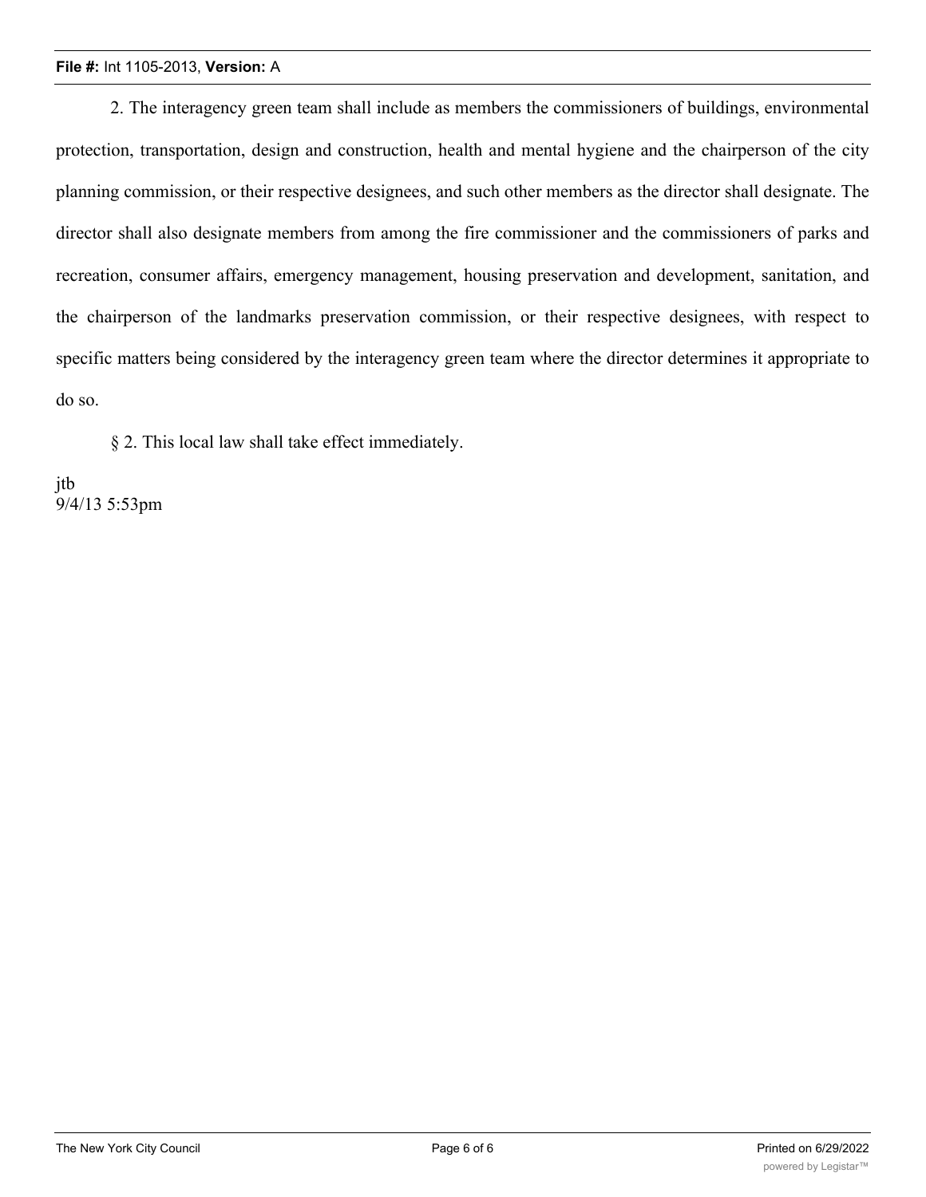2. The interagency green team shall include as members the commissioners of buildings, environmental protection, transportation, design and construction, health and mental hygiene and the chairperson of the city planning commission, or their respective designees, and such other members as the director shall designate. The director shall also designate members from among the fire commissioner and the commissioners of parks and recreation, consumer affairs, emergency management, housing preservation and development, sanitation, and the chairperson of the landmarks preservation commission, or their respective designees, with respect to specific matters being considered by the interagency green team where the director determines it appropriate to do so.

§ 2. This local law shall take effect immediately.

jtb
9/4/13 5:53pm